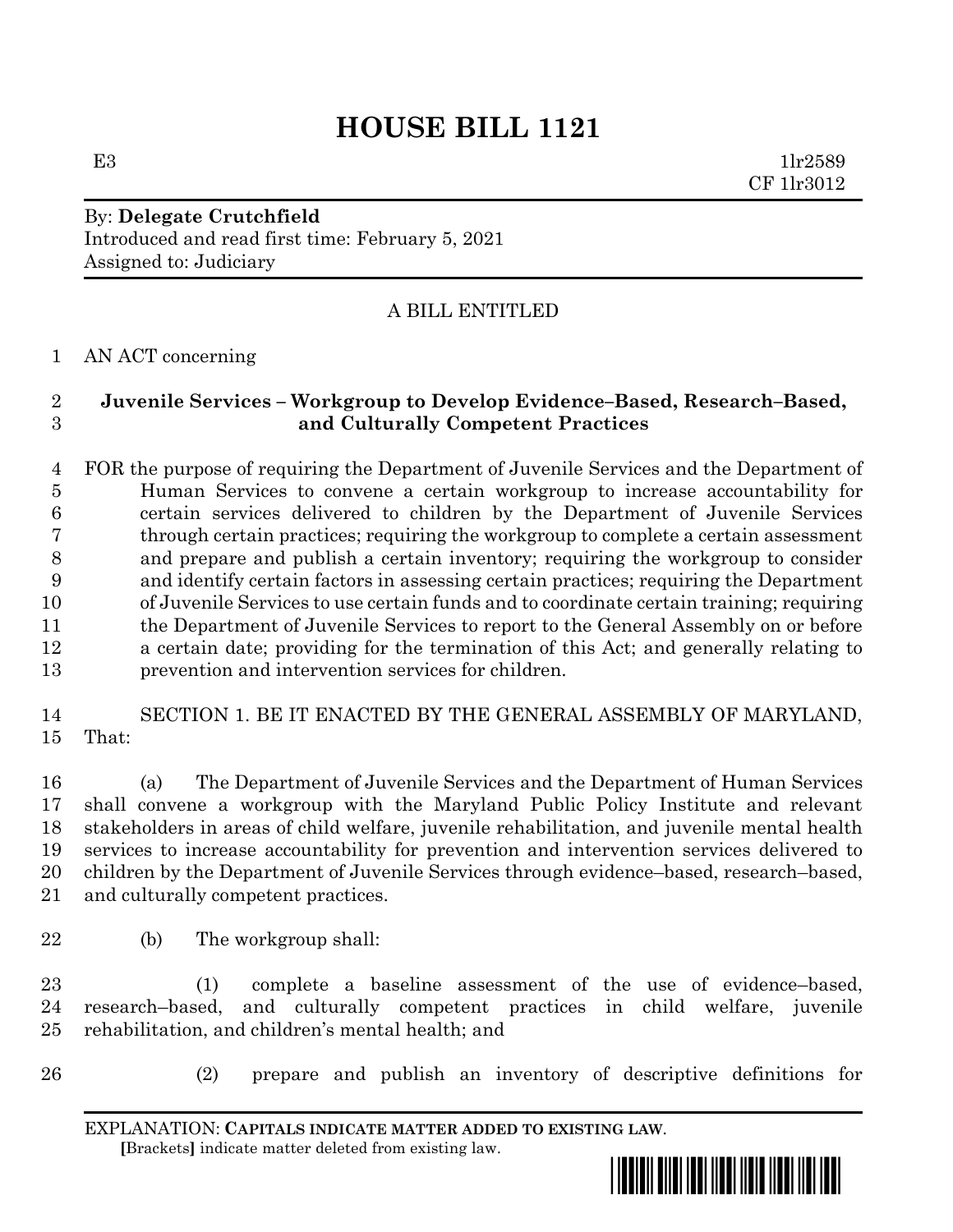# HOUSE BILL 1121

E3 1lr2589
CF 1lr3012

By: **Delegate Crutchfield**
Introduced and read first time: February 5, 2021
Assigned to: Judiciary

A BILL ENTITLED

AN ACT concerning

**Juvenile Services – Workgroup to Develop Evidence–Based, Research–Based, and Culturally Competent Practices**

FOR the purpose of requiring the Department of Juvenile Services and the Department of Human Services to convene a certain workgroup to increase accountability for certain services delivered to children by the Department of Juvenile Services through certain practices; requiring the workgroup to complete a certain assessment and prepare and publish a certain inventory; requiring the workgroup to consider and identify certain factors in assessing certain practices; requiring the Department of Juvenile Services to use certain funds and to coordinate certain training; requiring the Department of Juvenile Services to report to the General Assembly on or before a certain date; providing for the termination of this Act; and generally relating to prevention and intervention services for children.

SECTION 1. BE IT ENACTED BY THE GENERAL ASSEMBLY OF MARYLAND, That:

(a) The Department of Juvenile Services and the Department of Human Services shall convene a workgroup with the Maryland Public Policy Institute and relevant stakeholders in areas of child welfare, juvenile rehabilitation, and juvenile mental health services to increase accountability for prevention and intervention services delivered to children by the Department of Juvenile Services through evidence–based, research–based, and culturally competent practices.

(b) The workgroup shall:

(1) complete a baseline assessment of the use of evidence–based, research–based, and culturally competent practices in child welfare, juvenile rehabilitation, and children's mental health; and

(2) prepare and publish an inventory of descriptive definitions for

EXPLANATION: **CAPITALS INDICATE MATTER ADDED TO EXISTING LAW.**
**[**Brackets**]** indicate matter deleted from existing law.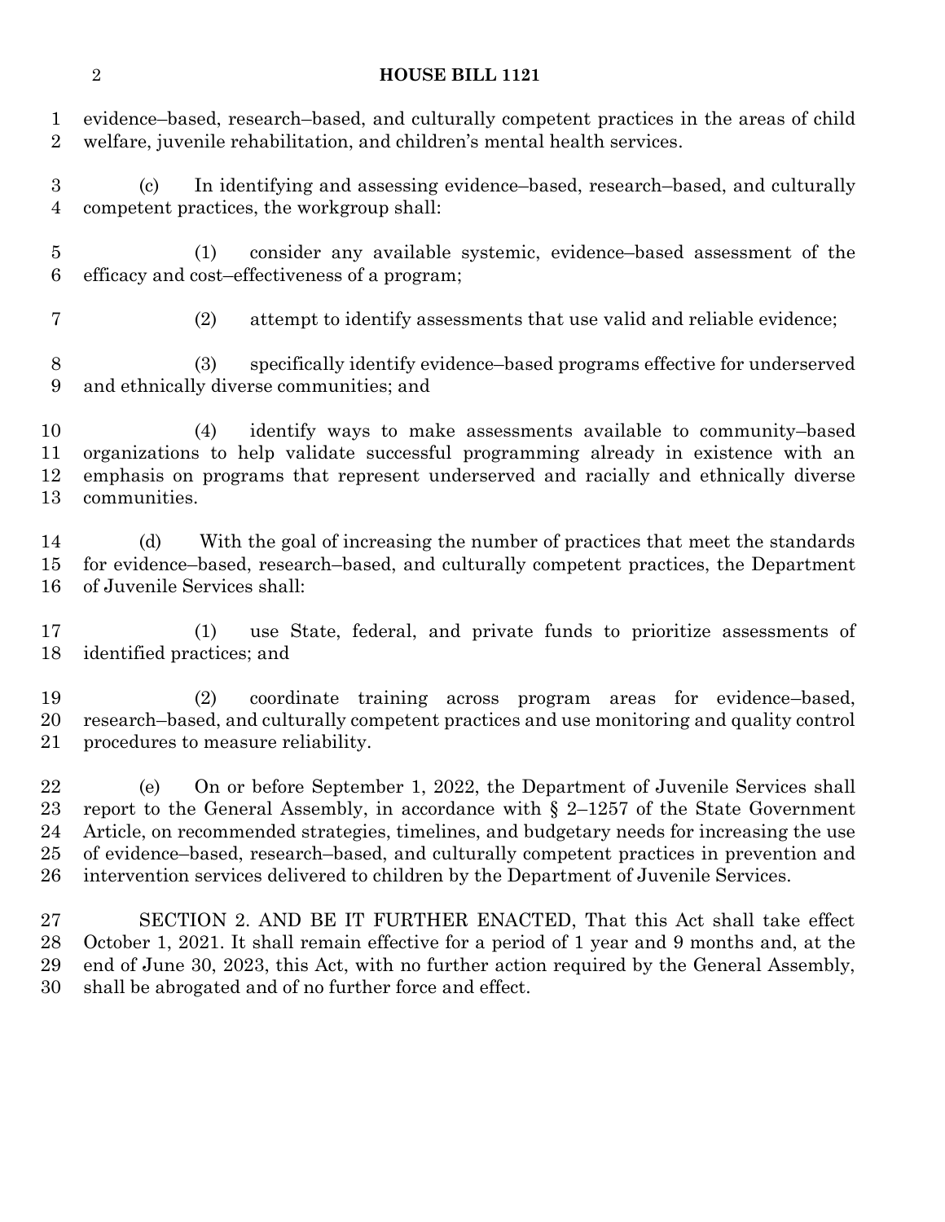evidence–based, research–based, and culturally competent practices in the areas of child welfare, juvenile rehabilitation, and children's mental health services.

(c) In identifying and assessing evidence–based, research–based, and culturally competent practices, the workgroup shall:

(1) consider any available systemic, evidence–based assessment of the efficacy and cost–effectiveness of a program;

(2) attempt to identify assessments that use valid and reliable evidence;

(3) specifically identify evidence–based programs effective for underserved and ethnically diverse communities; and

(4) identify ways to make assessments available to community–based organizations to help validate successful programming already in existence with an emphasis on programs that represent underserved and racially and ethnically diverse communities.

(d) With the goal of increasing the number of practices that meet the standards for evidence–based, research–based, and culturally competent practices, the Department of Juvenile Services shall:

(1) use State, federal, and private funds to prioritize assessments of identified practices; and

(2) coordinate training across program areas for evidence–based, research–based, and culturally competent practices and use monitoring and quality control procedures to measure reliability.

(e) On or before September 1, 2022, the Department of Juvenile Services shall report to the General Assembly, in accordance with § 2–1257 of the State Government Article, on recommended strategies, timelines, and budgetary needs for increasing the use of evidence–based, research–based, and culturally competent practices in prevention and intervention services delivered to children by the Department of Juvenile Services.

SECTION 2. AND BE IT FURTHER ENACTED, That this Act shall take effect October 1, 2021. It shall remain effective for a period of 1 year and 9 months and, at the end of June 30, 2023, this Act, with no further action required by the General Assembly, shall be abrogated and of no further force and effect.